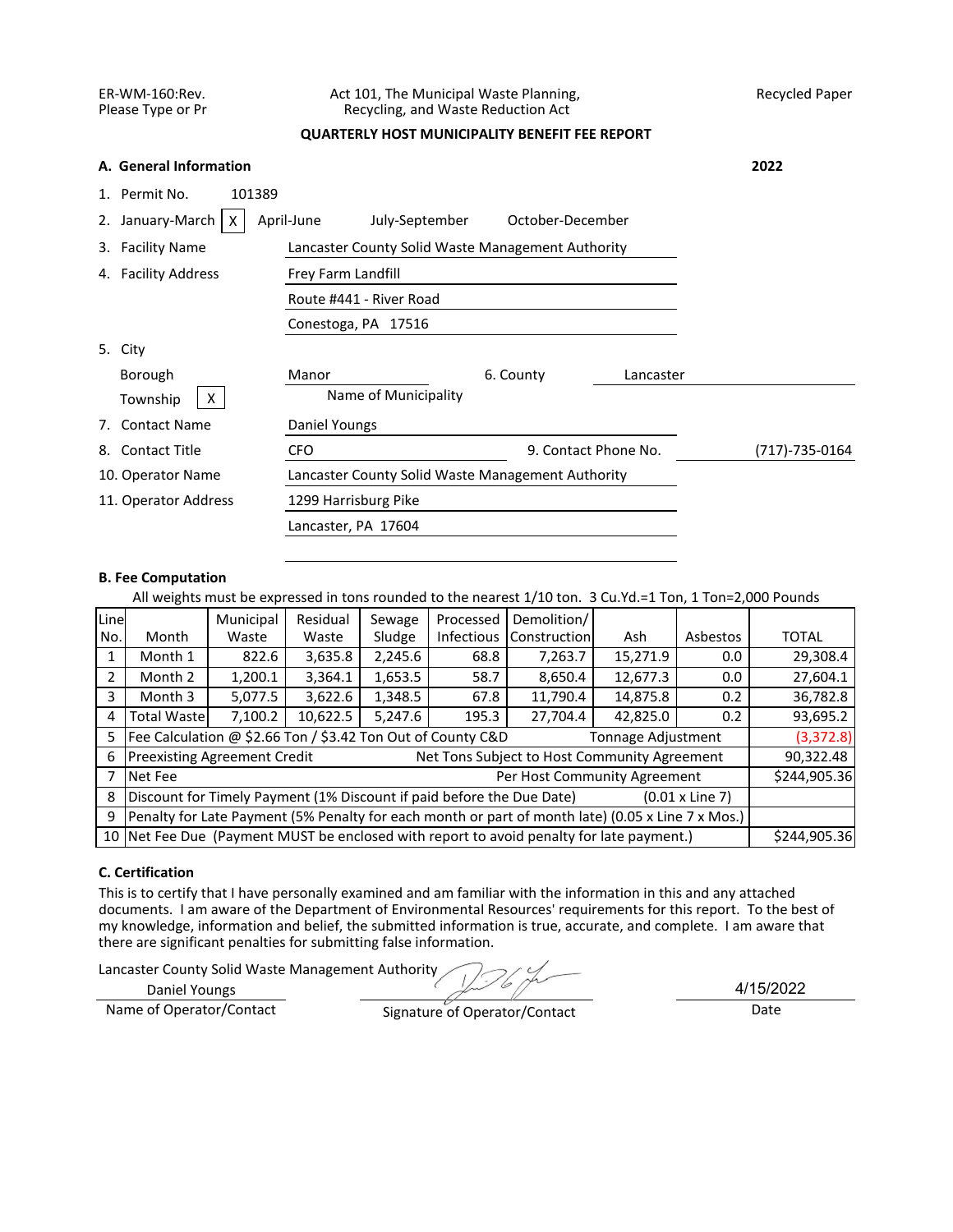ER-WM-160:Rev.
Please Type or Pr

Act 101, The Municipal Waste Planning, Recycling, and Waste Reduction Act

Recycled Paper

## QUARTERLY HOST MUNICIPALITY BENEFIT FEE REPORT

### A. General Information

**2022**

1. Permit No. 101389
2. January-March [X] April-June July-September October-December
3. Facility Name: Lancaster County Solid Waste Management Authority
4. Facility Address: Frey Farm Landfill
   Route #441 - River Road
   Conestoga, PA 17516
5. City
   Borough
   Township [X]
   Manor (Name of Municipality)
6. County: Lancaster
7. Contact Name: Daniel Youngs
8. Contact Title: CFO
9. Contact Phone No.: (717)-735-0164
10. Operator Name: Lancaster County Solid Waste Management Authority
11. Operator Address: 1299 Harrisburg Pike
    Lancaster, PA 17604

### B. Fee Computation

All weights must be expressed in tons rounded to the nearest 1/10 ton. 3 Cu.Yd.=1 Ton, 1 Ton=2,000 Pounds

| Line No. | Month | Municipal Waste | Residual Waste | Sewage Sludge | Processed Infectious | Demolition/ Construction | Ash | Asbestos | TOTAL |
|---|---|---|---|---|---|---|---|---|---|
| 1 | Month 1 | 822.6 | 3,635.8 | 2,245.6 | 68.8 | 7,263.7 | 15,271.9 | 0.0 | 29,308.4 |
| 2 | Month 2 | 1,200.1 | 3,364.1 | 1,653.5 | 58.7 | 8,650.4 | 12,677.3 | 0.0 | 27,604.1 |
| 3 | Month 3 | 5,077.5 | 3,622.6 | 1,348.5 | 67.8 | 11,790.4 | 14,875.8 | 0.2 | 36,782.8 |
| 4 | Total Waste | 7,100.2 | 10,622.5 | 5,247.6 | 195.3 | 27,704.4 | 42,825.0 | 0.2 | 93,695.2 |
| 5 | Fee Calculation @ $2.66 Ton / $3.42 Ton Out of County C&D | | | | | | Tonnage Adjustment | | (3,372.8) |
| 6 | Preexisting Agreement Credit | | | | Net Tons Subject to Host Community Agreement | | | | 90,322.48 |
| 7 | Net Fee | | | | | Per Host Community Agreement | | | $244,905.36 |
| 8 | Discount for Timely Payment (1% Discount if paid before the Due Date) | | | | | | (0.01 x Line 7) | | |
| 9 | Penalty for Late Payment (5% Penalty for each month or part of month late) (0.05 x Line 7 x Mos.) | | | | | | | | |
| 10 | Net Fee Due (Payment MUST be enclosed with report to avoid penalty for late payment.) | | | | | | | | $244,905.36 |

### C. Certification

This is to certify that I have personally examined and am familiar with the information in this and any attached documents. I am aware of the Department of Environmental Resources' requirements for this report. To the best of my knowledge, information and belief, the submitted information is true, accurate, and complete. I am aware that there are significant penalties for submitting false information.

Lancaster County Solid Waste Management Authority
Daniel Youngs
Name of Operator/Contact

Signature of Operator/Contact

4/15/2022
Date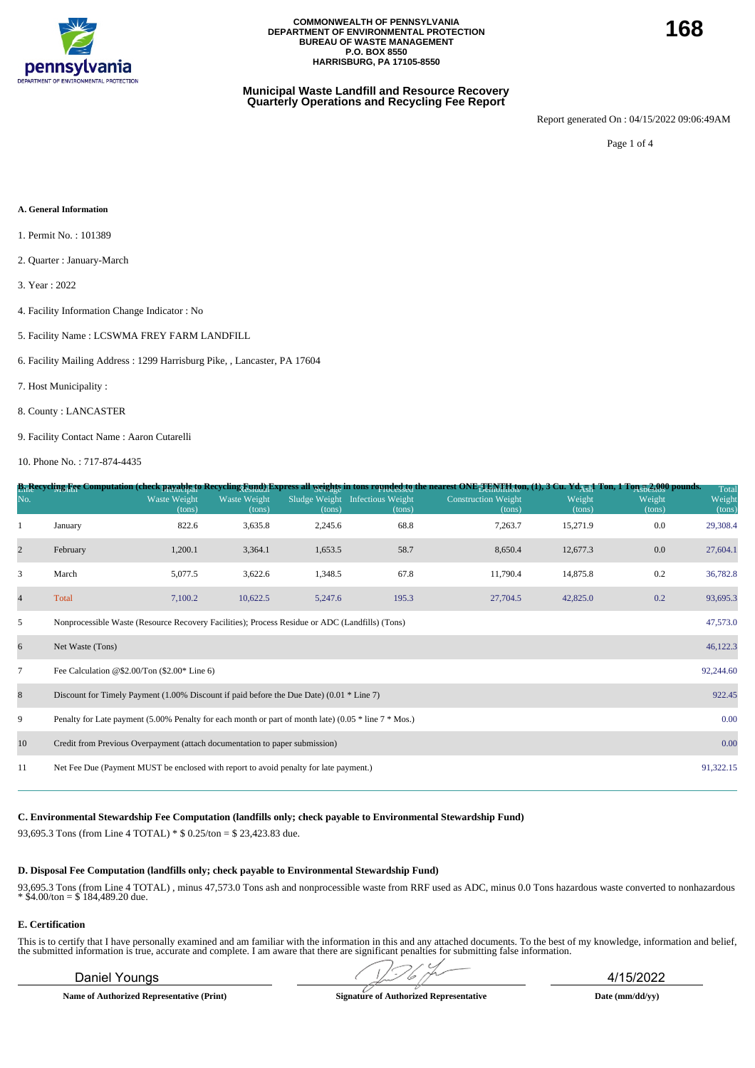COMMONWEALTH OF PENNSYLVANIA
DEPARTMENT OF ENVIRONMENTAL PROTECTION
BUREAU OF WASTE MANAGEMENT
P.O. BOX 8550
HARRISBURG, PA 17105-8550

168

# Municipal Waste Landfill and Resource Recovery Quarterly Operations and Recycling Fee Report

Report generated On : 04/15/2022 09:06:49AM

Page 1 of 4

**A. General Information**

1. Permit No. : 101389
2. Quarter : January-March
3. Year : 2022
4. Facility Information Change Indicator : No
5. Facility Name : LCSWMA FREY FARM LANDFILL
6. Facility Mailing Address : 1299 Harrisburg Pike, , Lancaster, PA 17604
7. Host Municipality :
8. County : LANCASTER
9. Facility Contact Name : Aaron Cutarelli
10. Phone No. : 717-874-4435

**B. Recycling Fee Computation (check payable to Recycling Fund) Express all weights in tons rounded to the nearest ONE-TENTH ton, (1), 3 Cu. Yd. = 1 Ton, 1 Ton = 2,000 pounds.**

| Line No. | Month | Municipal Waste Weight (tons) | Residual Waste Weight (tons) | Sewage Sludge Weight (tons) | Processed Infectious Weight (tons) | Demolition Construction Weight (tons) | Ash Weight (tons) | Asbestos Weight (tons) | Total Weight (tons) |
|---|---|---|---|---|---|---|---|---|---|
| 1 | January | 822.6 | 3,635.8 | 2,245.6 | 68.8 | 7,263.7 | 15,271.9 | 0.0 | 29,308.4 |
| 2 | February | 1,200.1 | 3,364.1 | 1,653.5 | 58.7 | 8,650.4 | 12,677.3 | 0.0 | 27,604.1 |
| 3 | March | 5,077.5 | 3,622.6 | 1,348.5 | 67.8 | 11,790.4 | 14,875.8 | 0.2 | 36,782.8 |
| 4 | Total | 7,100.2 | 10,622.5 | 5,247.6 | 195.3 | 27,704.5 | 42,825.0 | 0.2 | 93,695.3 |
| 5 | Nonprocessible Waste (Resource Recovery Facilities); Process Residue or ADC (Landfills) (Tons) | | | | | | | | 47,573.0 |
| 6 | Net Waste (Tons) | | | | | | | | 46,122.3 |
| 7 | Fee Calculation @$2.00/Ton ($2.00* Line 6) | | | | | | | | 92,244.60 |
| 8 | Discount for Timely Payment (1.00% Discount if paid before the Due Date) (0.01 * Line 7) | | | | | | | | 922.45 |
| 9 | Penalty for Late payment (5.00% Penalty for each month or part of month late) (0.05 * line 7 * Mos.) | | | | | | | | 0.00 |
| 10 | Credit from Previous Overpayment (attach documentation to paper submission) | | | | | | | | 0.00 |
| 11 | Net Fee Due (Payment MUST be enclosed with report to avoid penalty for late payment.) | | | | | | | | 91,322.15 |

**C. Environmental Stewardship Fee Computation (landfills only; check payable to Environmental Stewardship Fund)**

93,695.3 Tons (from Line 4 TOTAL) * $ 0.25/ton = $ 23,423.83 due.

**D. Disposal Fee Computation (landfills only; check payable to Environmental Stewardship Fund)**

93,695.3 Tons (from Line 4 TOTAL) , minus 47,573.0 Tons ash and nonprocessible waste from RRF used as ADC, minus 0.0 Tons hazardous waste converted to nonhazardous * $4.00/ton = $ 184,489.20 due.

**E. Certification**

This is to certify that I have personally examined and am familiar with the information in this and any attached documents. To the best of my knowledge, information and belief, the submitted information is true, accurate and complete. I am aware that there are significant penalties for submitting false information.

| Daniel Youngs | [signature] | 4/15/2022 |
|---|---|---|
| **Name of Authorized Representative (Print)** | **Signature of Authorized Representative** | **Date (mm/dd/yy)** |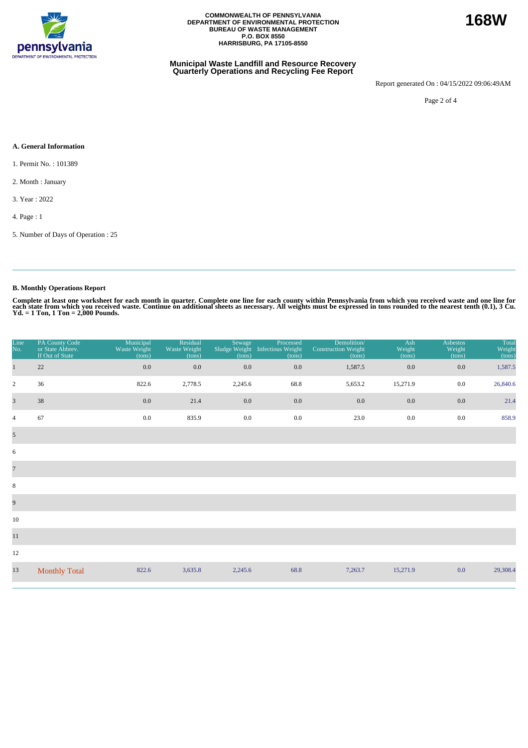COMMONWEALTH OF PENNSYLVANIA
DEPARTMENT OF ENVIRONMENTAL PROTECTION
BUREAU OF WASTE MANAGEMENT
P.O. BOX 8550
HARRISBURG, PA 17105-8550

**168W**

## Municipal Waste Landfill and Resource Recovery Quarterly Operations and Recycling Fee Report

Report generated On : 04/15/2022 09:06:49AM

### A. General Information

1. Permit No. : 101389
2. Month : January
3. Year : 2022
4. Page : 1
5. Number of Days of Operation : 25

### B. Monthly Operations Report

**Complete at least one worksheet for each month in quarter. Complete one line for each county within Pennsylvania from which you received waste and one line for each state from which you received waste. Continue on additional sheets as necessary. All weights must be expressed in tons rounded to the nearest tenth (0.1), 3 Cu. Yd. = 1 Ton, 1 Ton = 2,000 Pounds.**

| Line No. | PA County Code or State Abbrev. If Out of State | Municipal Waste Weight (tons) | Residual Waste Weight (tons) | Sewage Sludge Weight (tons) | Processed Infectious Weight (tons) | Demolition/ Construction Weight (tons) | Ash Weight (tons) | Asbestos Weight (tons) | Total Weight (tons) |
|---|---|---|---|---|---|---|---|---|---|
| 1 | 22 | 0.0 | 0.0 | 0.0 | 0.0 | 1,587.5 | 0.0 | 0.0 | 1,587.5 |
| 2 | 36 | 822.6 | 2,778.5 | 2,245.6 | 68.8 | 5,653.2 | 15,271.9 | 0.0 | 26,840.6 |
| 3 | 38 | 0.0 | 21.4 | 0.0 | 0.0 | 0.0 | 0.0 | 0.0 | 21.4 |
| 4 | 67 | 0.0 | 835.9 | 0.0 | 0.0 | 23.0 | 0.0 | 0.0 | 858.9 |
| 5 | | | | | | | | | |
| 6 | | | | | | | | | |
| 7 | | | | | | | | | |
| 8 | | | | | | | | | |
| 9 | | | | | | | | | |
| 10 | | | | | | | | | |
| 11 | | | | | | | | | |
| 12 | | | | | | | | | |
| 13 | Monthly Total | 822.6 | 3,635.8 | 2,245.6 | 68.8 | 7,263.7 | 15,271.9 | 0.0 | 29,308.4 |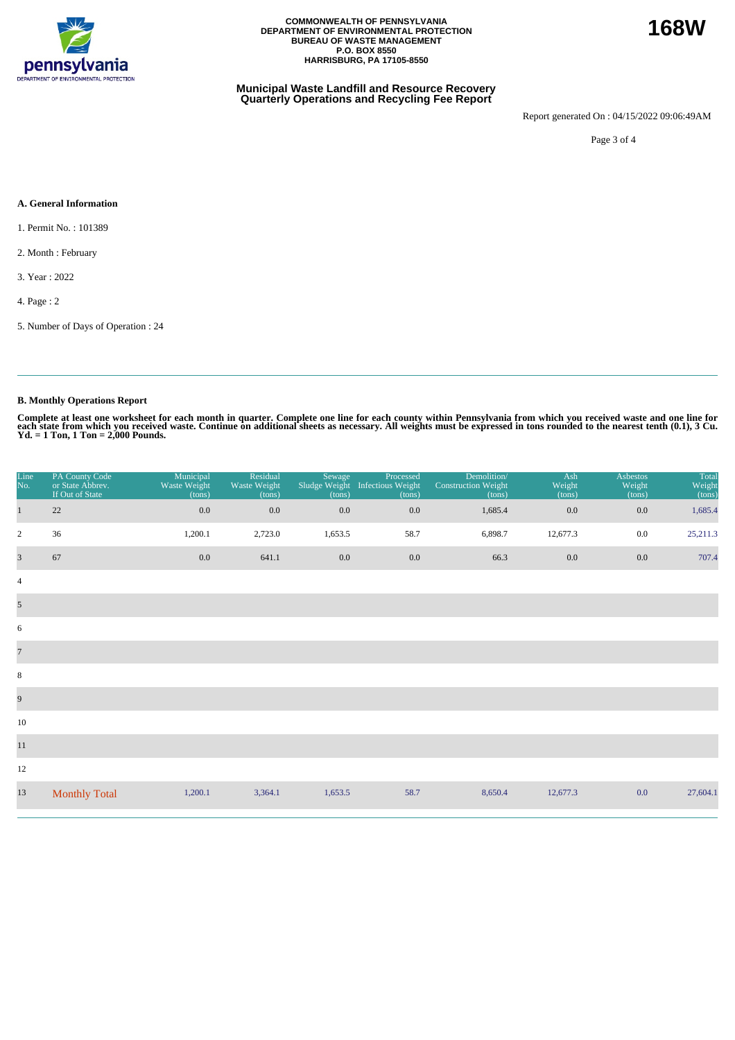COMMONWEALTH OF PENNSYLVANIA
DEPARTMENT OF ENVIRONMENTAL PROTECTION
BUREAU OF WASTE MANAGEMENT
P.O. BOX 8550
HARRISBURG, PA 17105-8550

**168W**

**Municipal Waste Landfill and Resource Recovery Quarterly Operations and Recycling Fee Report**

Report generated On : 04/15/2022 09:06:49AM

### A. General Information

1. Permit No. : 101389

2. Month : February

3. Year : 2022

4. Page : 2

5. Number of Days of Operation : 24

### B. Monthly Operations Report

**Complete at least one worksheet for each month in quarter. Complete one line for each county within Pennsylvania from which you received waste and one line for each state from which you received waste. Continue on additional sheets as necessary. All weights must be expressed in tons rounded to the nearest tenth (0.1), 3 Cu. Yd. = 1 Ton, 1 Ton = 2,000 Pounds.**

| Line No. | PA County Code or State Abbrev. If Out of State | Municipal Waste Weight (tons) | Residual Waste Weight (tons) | Sewage Sludge Weight (tons) | Processed Infectious Weight (tons) | Demolition/ Construction Weight (tons) | Ash Weight (tons) | Asbestos Weight (tons) | Total Weight (tons) |
|---|---|---|---|---|---|---|---|---|---|
| 1 | 22 | 0.0 | 0.0 | 0.0 | 0.0 | 1,685.4 | 0.0 | 0.0 | 1,685.4 |
| 2 | 36 | 1,200.1 | 2,723.0 | 1,653.5 | 58.7 | 6,898.7 | 12,677.3 | 0.0 | 25,211.3 |
| 3 | 67 | 0.0 | 641.1 | 0.0 | 0.0 | 66.3 | 0.0 | 0.0 | 707.4 |
| 4 | | | | | | | | | |
| 5 | | | | | | | | | |
| 6 | | | | | | | | | |
| 7 | | | | | | | | | |
| 8 | | | | | | | | | |
| 9 | | | | | | | | | |
| 10 | | | | | | | | | |
| 11 | | | | | | | | | |
| 12 | | | | | | | | | |
| 13 | Monthly Total | 1,200.1 | 3,364.1 | 1,653.5 | 58.7 | 8,650.4 | 12,677.3 | 0.0 | 27,604.1 |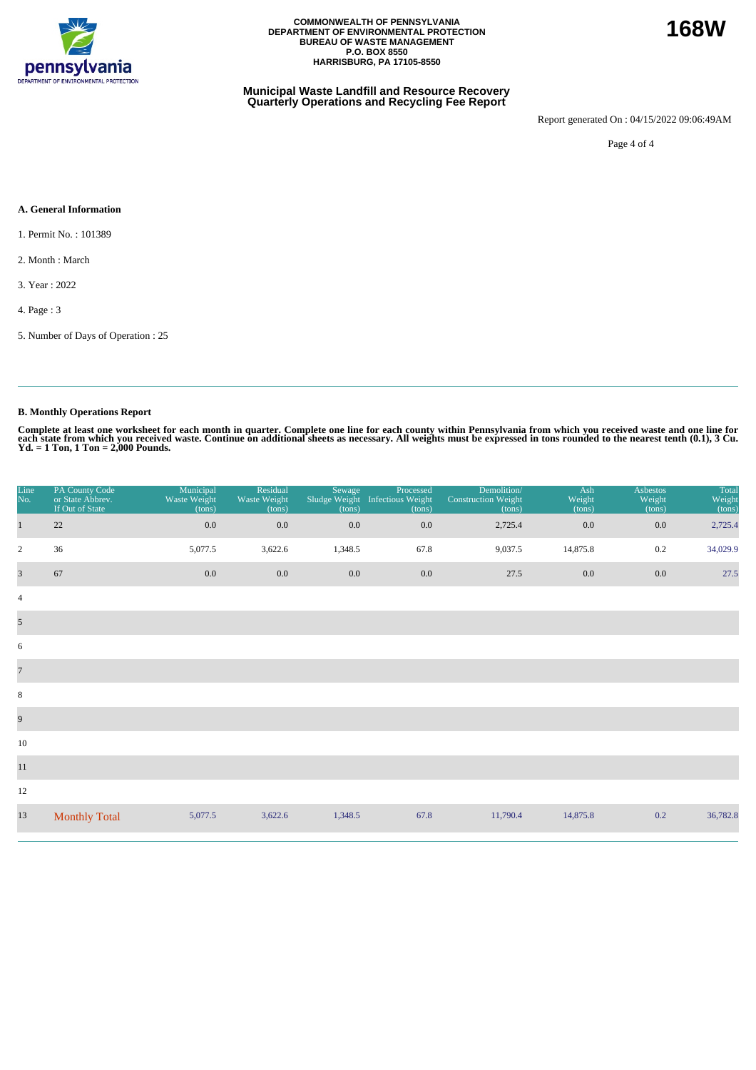COMMONWEALTH OF PENNSYLVANIA
DEPARTMENT OF ENVIRONMENTAL PROTECTION
BUREAU OF WASTE MANAGEMENT
P.O. BOX 8550
HARRISBURG, PA 17105-8550

**168W**

## Municipal Waste Landfill and Resource Recovery Quarterly Operations and Recycling Fee Report

Report generated On : 04/15/2022 09:06:49AM

### A. General Information

1. Permit No. : 101389
2. Month : March
3. Year : 2022
4. Page : 3
5. Number of Days of Operation : 25

### B. Monthly Operations Report

**Complete at least one worksheet for each month in quarter. Complete one line for each county within Pennsylvania from which you received waste and one line for each state from which you received waste. Continue on additional sheets as necessary. All weights must be expressed in tons rounded to the nearest tenth (0.1), 3 Cu. Yd. = 1 Ton, 1 Ton = 2,000 Pounds.**

| Line No. | PA County Code or State Abbrev. If Out of State | Municipal Waste Weight (tons) | Residual Waste Weight (tons) | Sewage Sludge Weight (tons) | Processed Infectious Weight (tons) | Demolition/ Construction Weight (tons) | Ash Weight (tons) | Asbestos Weight (tons) | Total Weight (tons) |
|---|---|---|---|---|---|---|---|---|---|
| 1 | 22 | 0.0 | 0.0 | 0.0 | 0.0 | 2,725.4 | 0.0 | 0.0 | 2,725.4 |
| 2 | 36 | 5,077.5 | 3,622.6 | 1,348.5 | 67.8 | 9,037.5 | 14,875.8 | 0.2 | 34,029.9 |
| 3 | 67 | 0.0 | 0.0 | 0.0 | 0.0 | 27.5 | 0.0 | 0.0 | 27.5 |
| 4 | | | | | | | | | |
| 5 | | | | | | | | | |
| 6 | | | | | | | | | |
| 7 | | | | | | | | | |
| 8 | | | | | | | | | |
| 9 | | | | | | | | | |
| 10 | | | | | | | | | |
| 11 | | | | | | | | | |
| 12 | | | | | | | | | |
| 13 | Monthly Total | 5,077.5 | 3,622.6 | 1,348.5 | 67.8 | 11,790.4 | 14,875.8 | 0.2 | 36,782.8 |